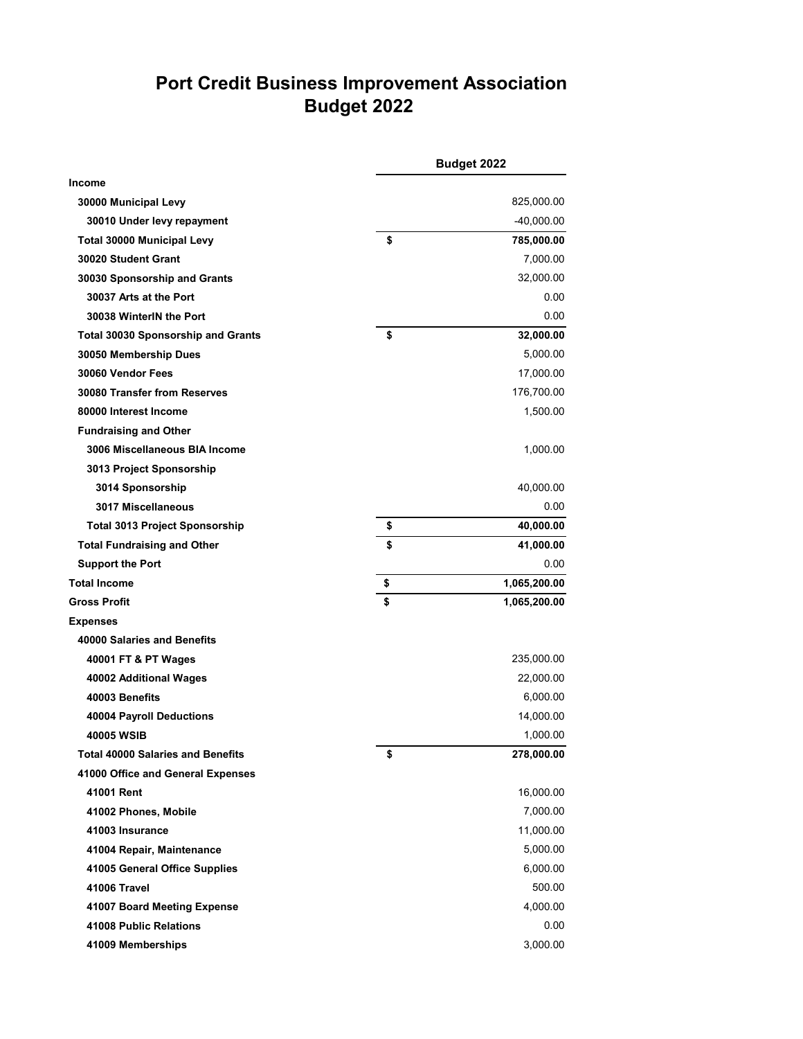# Port Credit Business Improvement Association
# Budget 2022

| | Budget 2022 |
|---|---|
| **Income** | |
| **30000 Municipal Levy** | 825,000.00 |
| **30010 Under levy repayment** | -40,000.00 |
| **Total 30000 Municipal Levy** | **$ 785,000.00** |
| **30020 Student Grant** | 7,000.00 |
| **30030 Sponsorship and Grants** | 32,000.00 |
| **30037 Arts at the Port** | 0.00 |
| **30038 WinterIN the Port** | 0.00 |
| **Total 30030 Sponsorship and Grants** | **$ 32,000.00** |
| **30050 Membership Dues** | 5,000.00 |
| **30060 Vendor Fees** | 17,000.00 |
| **30080 Transfer from Reserves** | 176,700.00 |
| **80000 Interest Income** | 1,500.00 |
| **Fundraising and Other** | |
| **3006 Miscellaneous BIA Income** | 1,000.00 |
| **3013 Project Sponsorship** | |
| **3014 Sponsorship** | 40,000.00 |
| **3017 Miscellaneous** | 0.00 |
| **Total 3013 Project Sponsorship** | **$ 40,000.00** |
| **Total Fundraising and Other** | **$ 41,000.00** |
| **Support the Port** | 0.00 |
| **Total Income** | **$ 1,065,200.00** |
| **Gross Profit** | **$ 1,065,200.00** |
| **Expenses** | |
| **40000 Salaries and Benefits** | |
| **40001 FT & PT Wages** | 235,000.00 |
| **40002 Additional Wages** | 22,000.00 |
| **40003 Benefits** | 6,000.00 |
| **40004 Payroll Deductions** | 14,000.00 |
| **40005 WSIB** | 1,000.00 |
| **Total 40000 Salaries and Benefits** | **$ 278,000.00** |
| **41000 Office and General Expenses** | |
| **41001 Rent** | 16,000.00 |
| **41002 Phones, Mobile** | 7,000.00 |
| **41003 Insurance** | 11,000.00 |
| **41004 Repair, Maintenance** | 5,000.00 |
| **41005 General Office Supplies** | 6,000.00 |
| **41006 Travel** | 500.00 |
| **41007 Board Meeting Expense** | 4,000.00 |
| **41008 Public Relations** | 0.00 |
| **41009 Memberships** | 3,000.00 |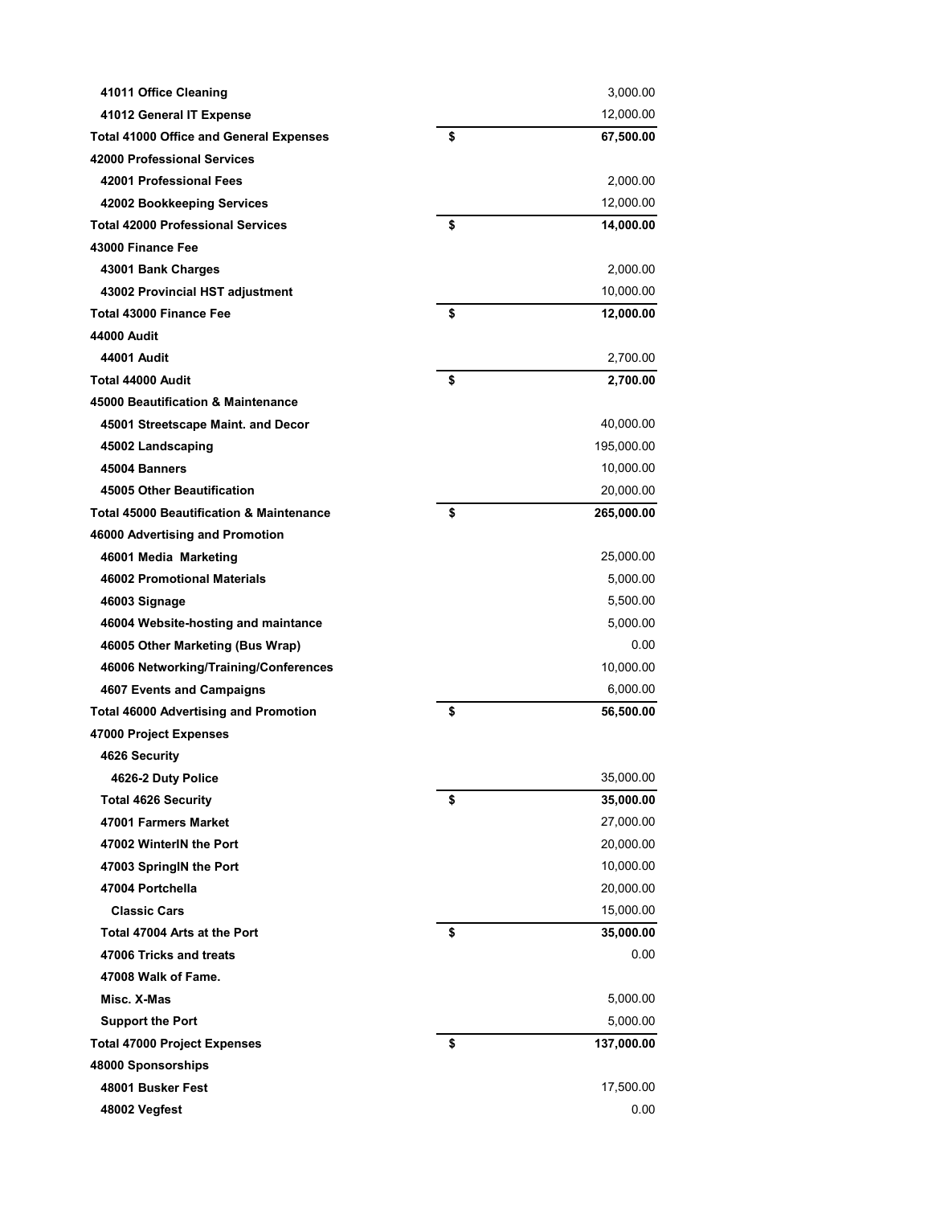| | | |
|---|---|---|
| **41011 Office Cleaning** | | 3,000.00 |
| **41012 General IT Expense** | | 12,000.00 |
| **Total 41000 Office and General Expenses** | **$** | **67,500.00** |
| **42000 Professional Services** | | |
| **42001 Professional Fees** | | 2,000.00 |
| **42002 Bookkeeping Services** | | 12,000.00 |
| **Total 42000 Professional Services** | **$** | **14,000.00** |
| **43000 Finance Fee** | | |
| **43001 Bank Charges** | | 2,000.00 |
| **43002 Provincial HST adjustment** | | 10,000.00 |
| **Total 43000 Finance Fee** | **$** | **12,000.00** |
| **44000 Audit** | | |
| **44001 Audit** | | 2,700.00 |
| **Total 44000 Audit** | **$** | **2,700.00** |
| **45000 Beautification & Maintenance** | | |
| **45001 Streetscape Maint. and Decor** | | 40,000.00 |
| **45002 Landscaping** | | 195,000.00 |
| **45004 Banners** | | 10,000.00 |
| **45005 Other Beautification** | | 20,000.00 |
| **Total 45000 Beautification & Maintenance** | **$** | **265,000.00** |
| **46000 Advertising and Promotion** | | |
| **46001 Media Marketing** | | 25,000.00 |
| **46002 Promotional Materials** | | 5,000.00 |
| **46003 Signage** | | 5,500.00 |
| **46004 Website-hosting and maintance** | | 5,000.00 |
| **46005 Other Marketing (Bus Wrap)** | | 0.00 |
| **46006 Networking/Training/Conferences** | | 10,000.00 |
| **4607 Events and Campaigns** | | 6,000.00 |
| **Total 46000 Advertising and Promotion** | **$** | **56,500.00** |
| **47000 Project Expenses** | | |
| **4626 Security** | | |
| **4626-2 Duty Police** | | 35,000.00 |
| **Total 4626 Security** | **$** | **35,000.00** |
| **47001 Farmers Market** | | 27,000.00 |
| **47002 WinterIN the Port** | | 20,000.00 |
| **47003 SpringIN the Port** | | 10,000.00 |
| **47004 Portchella** | | 20,000.00 |
| **Classic Cars** | | 15,000.00 |
| **Total 47004 Arts at the Port** | **$** | **35,000.00** |
| **47006 Tricks and treats** | | 0.00 |
| **47008 Walk of Fame.** | | |
| **Misc. X-Mas** | | 5,000.00 |
| **Support the Port** | | 5,000.00 |
| **Total 47000 Project Expenses** | **$** | **137,000.00** |
| **48000 Sponsorships** | | |
| **48001 Busker Fest** | | 17,500.00 |
| **48002 Vegfest** | | 0.00 |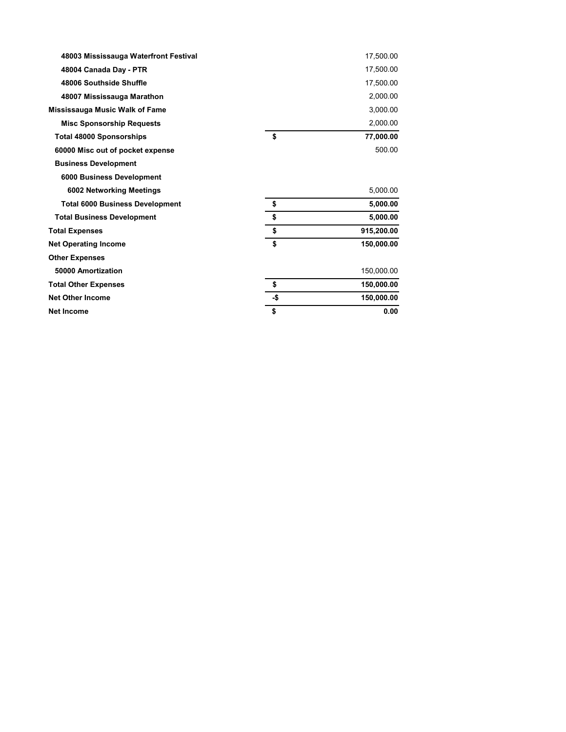| | | |
|---|---|---|
| 48003 Mississauga Waterfront Festival | | 17,500.00 |
| 48004 Canada Day - PTR | | 17,500.00 |
| 48006 Southside Shuffle | | 17,500.00 |
| 48007 Mississauga Marathon | | 2,000.00 |
| Mississauga Music Walk of Fame | | 3,000.00 |
| Misc Sponsorship Requests | | 2,000.00 |
| **Total 48000 Sponsorships** | **$** | **77,000.00** |
| 60000 Misc out of pocket expense | | 500.00 |
| Business Development | | |
| 6000 Business Development | | |
| 6002 Networking Meetings | | 5,000.00 |
| **Total 6000 Business Development** | **$** | **5,000.00** |
| **Total Business Development** | **$** | **5,000.00** |
| **Total Expenses** | **$** | **915,200.00** |
| **Net Operating Income** | **$** | **150,000.00** |
| Other Expenses | | |
| 50000 Amortization | | 150,000.00 |
| **Total Other Expenses** | **$** | **150,000.00** |
| **Net Other Income** | **-$** | **150,000.00** |
| **Net Income** | **$** | **0.00** |